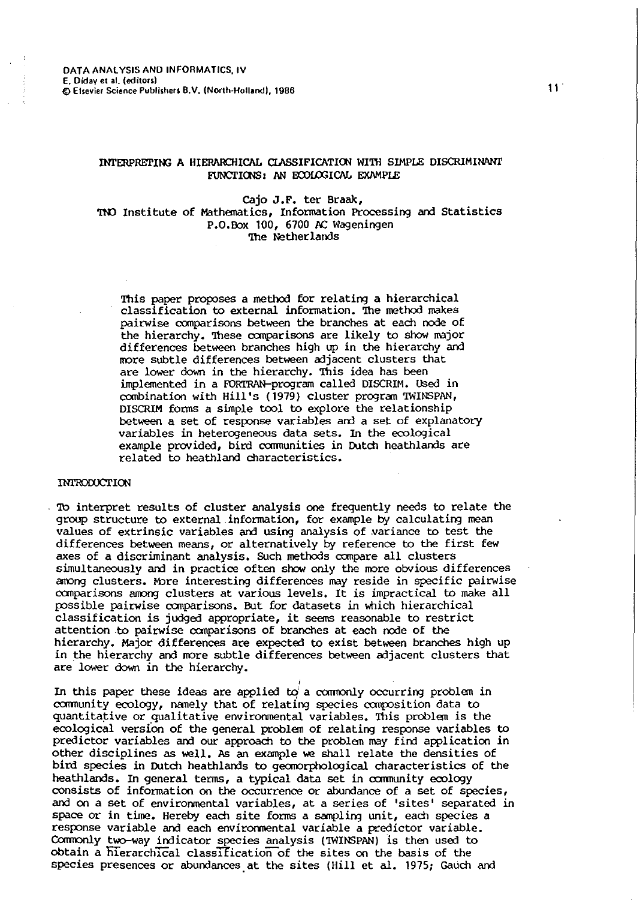# INTERPRETING A HIERARCHICAL CLASSIFICATION WITH SIMPLE DISCRIMINANT FUNCTIONS: AN ECOLOGICAL EXAMPLE

Cajo J.F. ter Braak,
TNO Institute of Mathematics, Information Processing and Statistics
P.O.Box 100, 6700 AC Wageningen
The Netherlands

This paper proposes a method for relating a hierarchical classification to external information. The method makes pairwise comparisons between the branches at each node of the hierarchy. These comparisons are likely to show major differences between branches high up in the hierarchy and more subtle differences between adjacent clusters that are lower down in the hierarchy. This idea has been implemented in a FORTRAN-program called DISCRIM. Used in combination with Hill's (1979) cluster program TWINSPAN, DISCRIM forms a simple tool to explore the relationship between a set of response variables and a set of explanatory variables in heterogeneous data sets. In the ecological example provided, bird communities in Dutch heathlands are related to heathland characteristics.

## INTRODUCTION

To interpret results of cluster analysis one frequently needs to relate the group structure to external information, for example by calculating mean values of extrinsic variables and using analysis of variance to test the differences between means, or alternatively by reference to the first few axes of a discriminant analysis. Such methods compare all clusters simultaneously and in practice often show only the more obvious differences among clusters. More interesting differences may reside in specific pairwise comparisons among clusters at various levels. It is impractical to make all possible pairwise comparisons. But for datasets in which hierarchical classification is judged appropriate, it seems reasonable to restrict attention to pairwise comparisons of branches at each node of the hierarchy. Major differences are expected to exist between branches high up in the hierarchy and more subtle differences between adjacent clusters that are lower down in the hierarchy.

In this paper these ideas are applied to a commonly occurring problem in community ecology, namely that of relating species composition data to quantitative or qualitative environmental variables. This problem is the ecological version of the general problem of relating response variables to predictor variables and our approach to the problem may find application in other disciplines as well. As an example we shall relate the densities of bird species in Dutch heathlands to geomorphological characteristics of the heathlands. In general terms, a typical data set in community ecology consists of information on the occurrence or abundance of a set of species, and on a set of environmental variables, at a series of 'sites' separated in space or in time. Hereby each site forms a sampling unit, each species a response variable and each environmental variable a predictor variable. Commonly two-way indicator species analysis (TWINSPAN) is then used to obtain a hierarchical classification of the sites on the basis of the species presences or abundances at the sites (Hill et al. 1975; Gauch and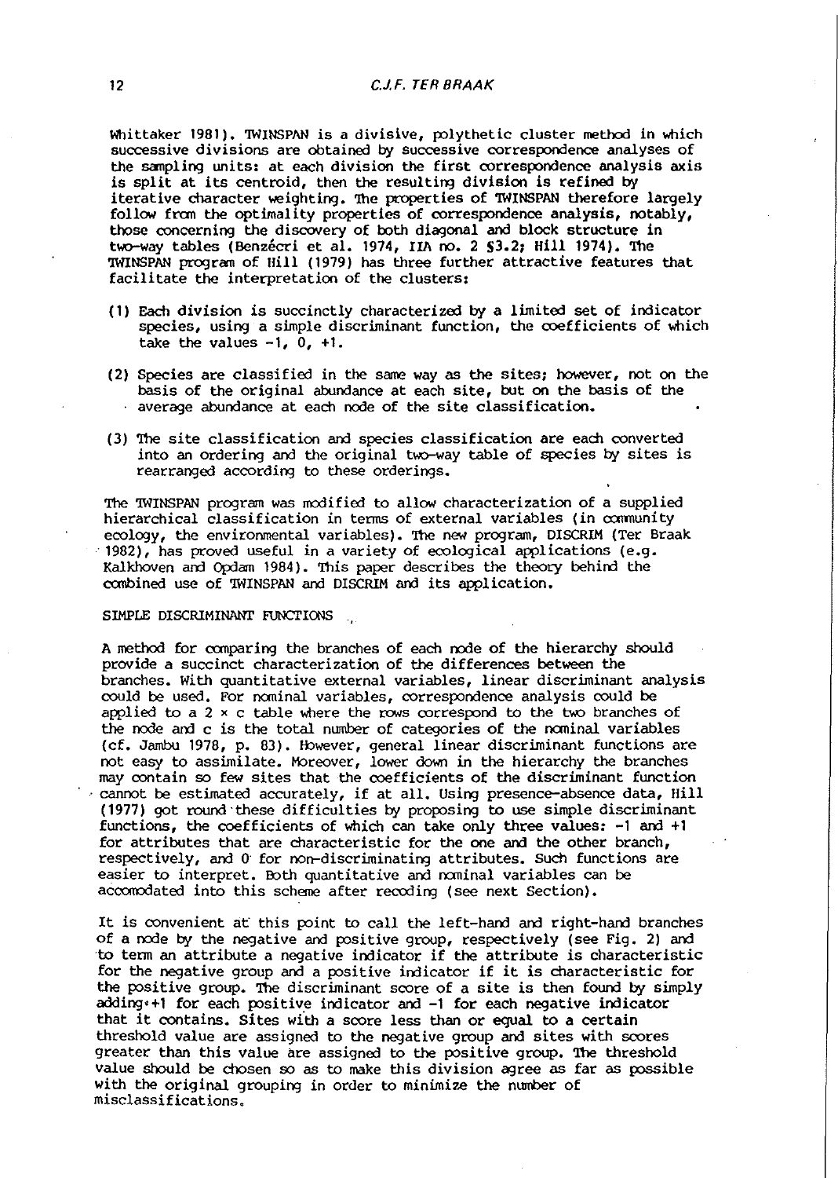Whittaker 1981). TWINSPAN is a divisive, polythetic cluster method in which successive divisions are obtained by successive correspondence analyses of the sampling units: at each division the first correspondence analysis axis is split at its centroid, then the resulting division is refined by iterative character weighting. The properties of TWINSPAN therefore largely follow from the optimality properties of correspondence analysis, notably, those concerning the discovery of both diagonal and block structure in two-way tables (Benzécri et al. 1974, IIA no. 2 §3.2; Hill 1974). The TWINSPAN program of Hill (1979) has three further attractive features that facilitate the interpretation of the clusters:

(1) Each division is succinctly characterized by a limited set of indicator species, using a simple discriminant function, the coefficients of which take the values -1, 0, +1.

(2) Species are classified in the same way as the sites; however, not on the basis of the original abundance at each site, but on the basis of the average abundance at each node of the site classification.

(3) The site classification and species classification are each converted into an ordering and the original two-way table of species by sites is rearranged according to these orderings.

The TWINSPAN program was modified to allow characterization of a supplied hierarchical classification in terms of external variables (in community ecology, the environmental variables). The new program, DISCRIM (Ter Braak 1982), has proved useful in a variety of ecological applications (e.g. Kalkhoven and Opdam 1984). This paper describes the theory behind the combined use of TWINSPAN and DISCRIM and its application.

## SIMPLE DISCRIMINANT FUNCTIONS

A method for comparing the branches of each node of the hierarchy should provide a succinct characterization of the differences between the branches. With quantitative external variables, linear discriminant analysis could be used. For nominal variables, correspondence analysis could be applied to a $2 \times c$ table where the rows correspond to the two branches of the node and c is the total number of categories of the nominal variables (cf. Jambu 1978, p. 83). However, general linear discriminant functions are not easy to assimilate. Moreover, lower down in the hierarchy the branches may contain so few sites that the coefficients of the discriminant function cannot be estimated accurately, if at all. Using presence-absence data, Hill (1977) got round these difficulties by proposing to use simple discriminant functions, the coefficients of which can take only three values: -1 and +1 for attributes that are characteristic for the one and the other branch, respectively, and 0 for non-discriminating attributes. Such functions are easier to interpret. Both quantitative and nominal variables can be accomodated into this scheme after recoding (see next Section).

It is convenient at this point to call the left-hand and right-hand branches of a node by the negative and positive group, respectively (see Fig. 2) and to term an attribute a negative indicator if the attribute is characteristic for the negative group and a positive indicator if it is characteristic for the positive group. The discriminant score of a site is then found by simply adding +1 for each positive indicator and -1 for each negative indicator that it contains. Sites with a score less than or equal to a certain threshold value are assigned to the negative group and sites with scores greater than this value are assigned to the positive group. The threshold value should be chosen so as to make this division agree as far as possible with the original grouping in order to minimize the number of misclassifications.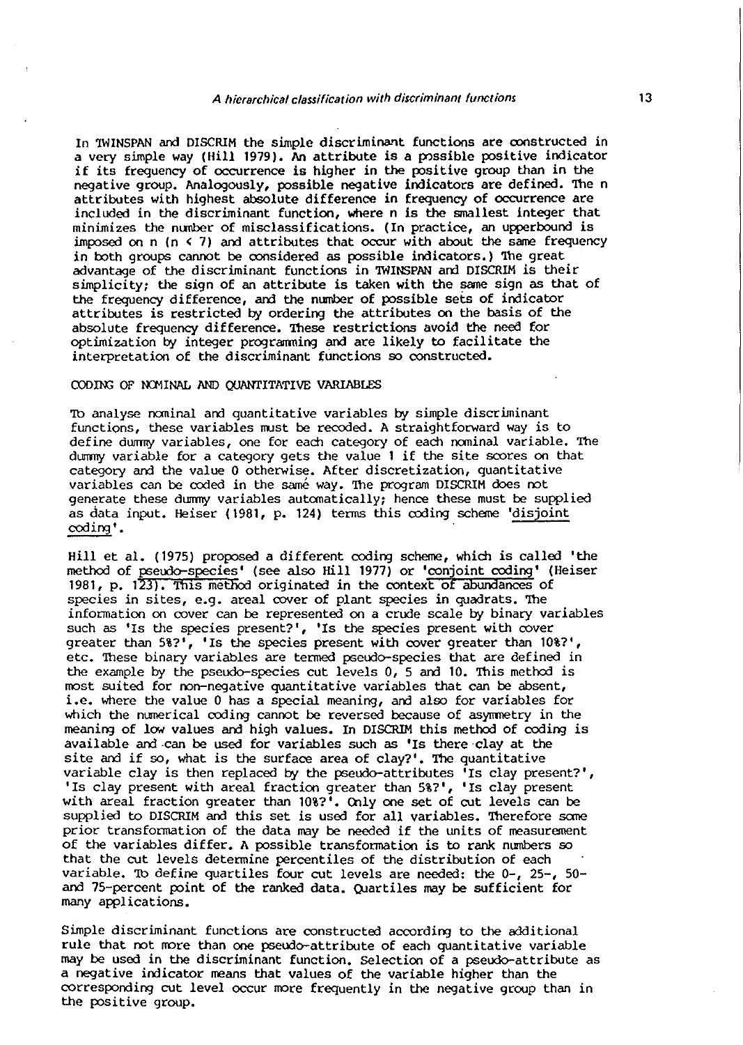In TWINSPAN and DISCRIM the simple discriminant functions are constructed in a very simple way (Hill 1979). An attribute is a possible positive indicator if its frequency of occurrence is higher in the positive group than in the negative group. Analogously, possible negative indicators are defined. The n attributes with highest absolute difference in frequency of occurrence are included in the discriminant function, where n is the smallest integer that minimizes the number of misclassifications. (In practice, an upperbound is imposed on n ($n < 7$) and attributes that occur with about the same frequency in both groups cannot be considered as possible indicators.) The great advantage of the discriminant functions in TWINSPAN and DISCRIM is their simplicity; the sign of an attribute is taken with the same sign as that of the frequency difference, and the number of possible sets of indicator attributes is restricted by ordering the attributes on the basis of the absolute frequency difference. These restrictions avoid the need for optimization by integer programming and are likely to facilitate the interpretation of the discriminant functions so constructed.

## CODING OF NOMINAL AND QUANTITATIVE VARIABLES

To analyse nominal and quantitative variables by simple discriminant functions, these variables must be recoded. A straightforward way is to define dummy variables, one for each category of each nominal variable. The dummy variable for a category gets the value 1 if the site scores on that category and the value 0 otherwise. After discretization, quantitative variables can be coded in the same way. The program DISCRIM does not generate these dummy variables automatically; hence these must be supplied as data input. Heiser (1981, p. 124) terms this coding scheme 'disjoint coding'.

Hill et al. (1975) proposed a different coding scheme, which is called 'the method of pseudo-species' (see also Hill 1977) or 'conjoint coding' (Heiser 1981, p. 123). This method originated in the context of abundances of species in sites, e.g. areal cover of plant species in quadrats. The information on cover can be represented on a crude scale by binary variables such as 'Is the species present?', 'Is the species present with cover greater than 5%?', 'Is the species present with cover greater than 10%?', etc. These binary variables are termed pseudo-species that are defined in the example by the pseudo-species cut levels 0, 5 and 10. This method is most suited for non-negative quantitative variables that can be absent, i.e. where the value 0 has a special meaning, and also for variables for which the numerical coding cannot be reversed because of asymmetry in the meaning of low values and high values. In DISCRIM this method of coding is available and can be used for variables such as 'Is there clay at the site and if so, what is the surface area of clay?'. The quantitative variable clay is then replaced by the pseudo-attributes 'Is clay present?', 'Is clay present with areal fraction greater than 5%?', 'Is clay present with areal fraction greater than 10%?'. Only one set of cut levels can be supplied to DISCRIM and this set is used for all variables. Therefore some prior transformation of the data may be needed if the units of measurement of the variables differ. A possible transformation is to rank numbers so that the cut levels determine percentiles of the distribution of each variable. To define quartiles four cut levels are needed: the 0-, 25-, 50- and 75-percent point of the ranked data. Quartiles may be sufficient for many applications.

Simple discriminant functions are constructed according to the additional rule that not more than one pseudo-attribute of each quantitative variable may be used in the discriminant function. Selection of a pseudo-attribute as a negative indicator means that values of the variable higher than the corresponding cut level occur more frequently in the negative group than in the positive group.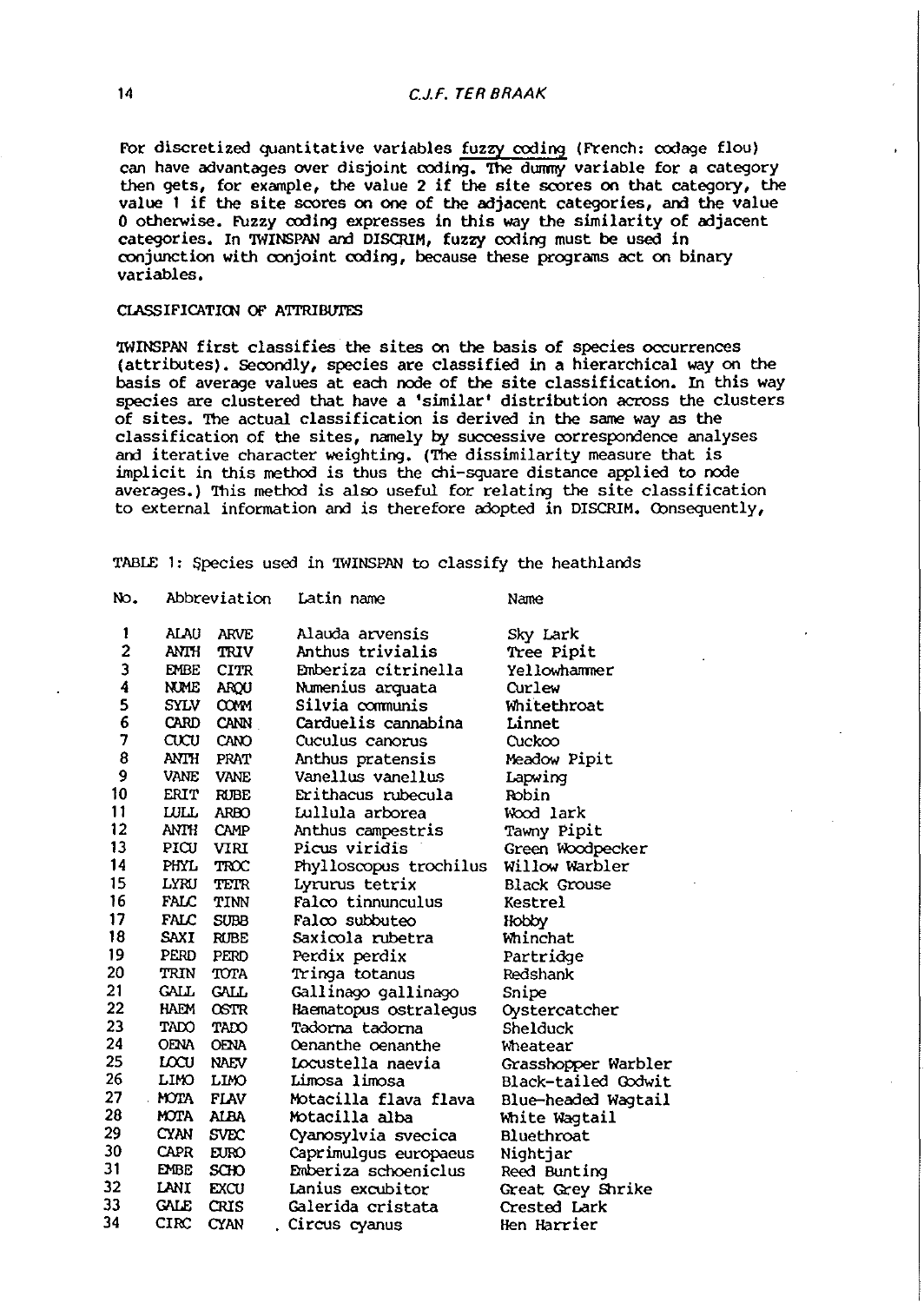For discretized quantitative variables fuzzy coding (French: codage flou) can have advantages over disjoint coding. The dummy variable for a category then gets, for example, the value 2 if the site scores on that category, the value 1 if the site scores on one of the adjacent categories, and the value 0 otherwise. Fuzzy coding expresses in this way the similarity of adjacent categories. In TWINSPAN and DISCRIM, fuzzy coding must be used in conjunction with conjoint coding, because these programs act on binary variables.

## CLASSIFICATION OF ATTRIBUTES

TWINSPAN first classifies the sites on the basis of species occurrences (attributes). Secondly, species are classified in a hierarchical way on the basis of average values at each node of the site classification. In this way species are clustered that have a 'similar' distribution across the clusters of sites. The actual classification is derived in the same way as the classification of the sites, namely by successive correspondence analyses and iterative character weighting. (The dissimilarity measure that is implicit in this method is thus the chi-square distance applied to node averages.) This method is also useful for relating the site classification to external information and is therefore adopted in DISCRIM. Consequently,

TABLE 1: Species used in TWINSPAN to classify the heathlands

| No. | Abbreviation | Latin name | Name |
|---|---|---|---|
| 1 | ALAU ARVE | Alauda arvensis | Sky Lark |
| 2 | ANTH TRIV | Anthus trivialis | Tree Pipit |
| 3 | EMBE CITR | Emberiza citrinella | Yellowhammer |
| 4 | NUME ARQU | Numenius arquata | Curlew |
| 5 | SYLV COMM | Silvia communis | Whitethroat |
| 6 | CARD CANN | Carduelis cannabina | Linnet |
| 7 | CUCU CANO | Cuculus canorus | Cuckoo |
| 8 | ANTH PRAT | Anthus pratensis | Meadow Pipit |
| 9 | VANE VANE | Vanellus vanellus | Lapwing |
| 10 | ERIT RUBE | Erithacus rubecula | Robin |
| 11 | LULL ARBO | Lullula arborea | Wood lark |
| 12 | ANTH CAMP | Anthus campestris | Tawny Pipit |
| 13 | PICU VIRI | Picus viridis | Green Woodpecker |
| 14 | PHYL TROC | Phylloscopus trochilus | Willow Warbler |
| 15 | LYRU TETR | Lyrurus tetrix | Black Grouse |
| 16 | FALC TINN | Falco tinnunculus | Kestrel |
| 17 | FALC SUBB | Falco subbuteo | Hobby |
| 18 | SAXI RUBE | Saxicola rubetra | Whinchat |
| 19 | PERD PERD | Perdix perdix | Partridge |
| 20 | TRIN TOTA | Tringa totanus | Redshank |
| 21 | GALL GALL | Gallinago gallinago | Snipe |
| 22 | HAEM OSTR | Haematopus ostralegus | Oystercatcher |
| 23 | TADO TADO | Tadorna tadorna | Shelduck |
| 24 | OENA OENA | Oenanthe oenanthe | Wheatear |
| 25 | LOCU NAEV | Locustella naevia | Grasshopper Warbler |
| 26 | LIMO LIMO | Limosa limosa | Black-tailed Godwit |
| 27 | MOTA FLAV | Motacilla flava flava | Blue-headed Wagtail |
| 28 | MOTA ALBA | Motacilla alba | White Wagtail |
| 29 | CYAN SVEC | Cyanosylvia svecica | Bluethroat |
| 30 | CAPR EURO | Caprimulgus europaeus | Nightjar |
| 31 | EMBE SCHO | Emberiza schoeniclus | Reed Bunting |
| 32 | LANI EXCU | Lanius excubitor | Great Grey Shrike |
| 33 | GALE CRIS | Galerida cristata | Crested Lark |
| 34 | CIRC CYAN | Circus cyanus | Hen Harrier |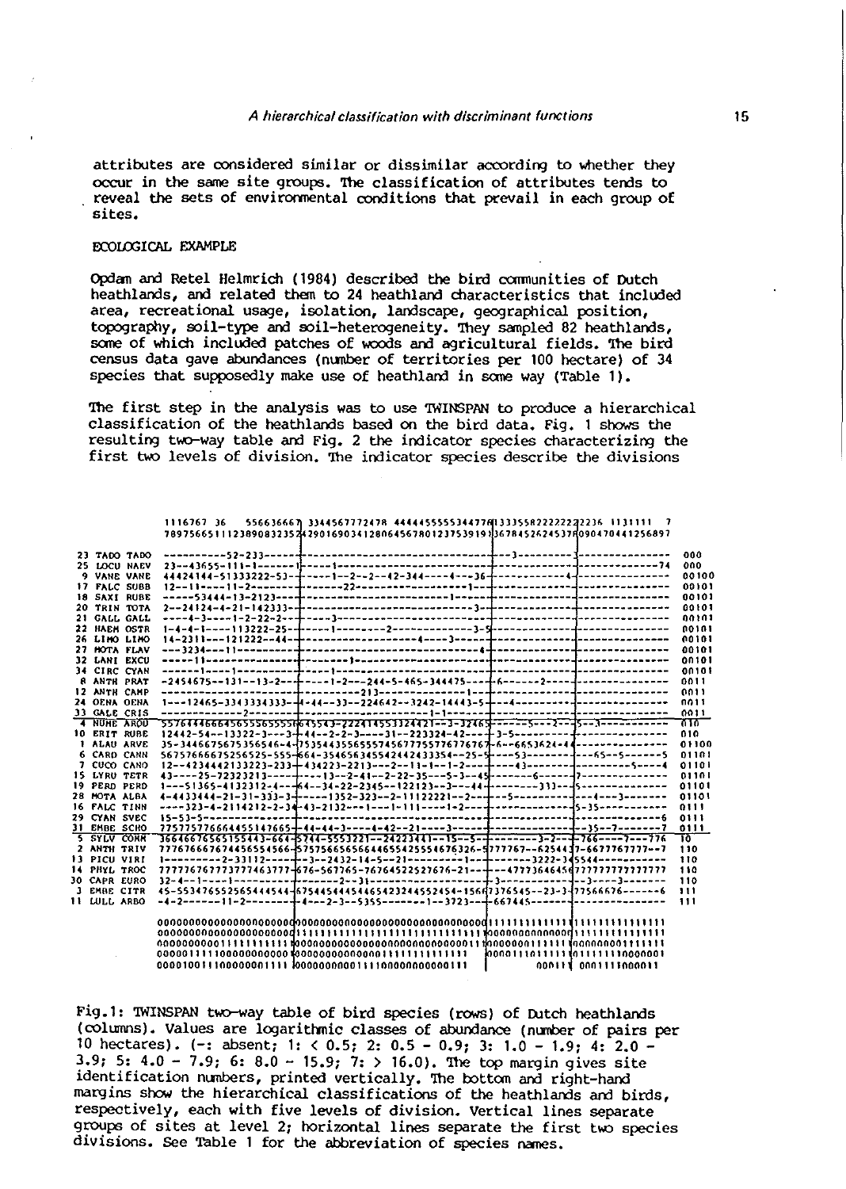attributes are considered similar or dissimilar according to whether they occur in the same site groups. The classification of attributes tends to reveal the sets of environmental conditions that prevail in each group of sites.

## ECOLOGICAL EXAMPLE

Opdam and Retel Helmrich (1984) described the bird communities of Dutch heathlands, and related them to 24 heathland characteristics that included area, recreational usage, isolation, landscape, geographical position, topography, soil-type and soil-heterogeneity. They sampled 82 heathlands, some of which included patches of woods and agricultural fields. The bird census data gave abundances (number of territories per 100 hectare) of 34 species that supposedly make use of heathland in some way (Table 1).

The first step in the analysis was to use TWINSPAN to produce a hierarchical classification of the heathlands based on the bird data. Fig. 1 shows the resulting two-way table and Fig. 2 the indicator species characterizing the first two levels of division. The indicator species describe the divisions

```
               1116767 36    556636667 3344567772478 4444455555344776133355822222 2236 1131111  7
               7897566511123890832352429016903412806456780123753919136784526245378090470441256897

23 TADO TADO   ----------52-233--------------------------------------------3---------------------------  000
25 LOCU NAEV   23--43655-111-1-----------------------------------------------------------------74  000
 9 VANE VANE   44424144-51333222-53--------1---2--2--42-344----4---36------------4---------------  00100
17 FALC SUBB   12--11----11-2------------------22--------------1---------------------------------  00101
18 SAXI RUBE   -----53444-13-2123---------------------------------1------------------------------  00101
20 TRIN TOTA   2--24124-4-21-142333-----------------------------------3--------------------------  00101
21 GALL GALL   ----4-3----1-2-22-2--------3------------------------------------------------------  00101
22 HAEM OSTR   1-4-4-1----113222-25---------1--------2-------------3-5---------------------------  00101
26 LIMO LIMO   14-2311---121222--44----------------------4-----3---------------------------------  00101
27 MOTA FLAV   ---3234---11--------------------------------------------4-------------------------  00101
32 LANI EXCU   -----11----------------------1----------------------------------------------------  00101
34 CIRC CYAN   ------1----1----------------1-----------------------------------------------------  00101
 8 ANTH PRAT   -2454675--131--13-2------------1-2---244-5-465-344475----6-------2----------------  0011
12 ANTH CAMP   --------------------------------213-----------------1-----------------------------  0011
24 OENA OENA   1---12465-3343334333---4-44--33--224642--3242-14443-5-----4-----------------------  0011
33 GALE CRIS   ------------2------------------------------1-1------------------------------------  0011
 4 NUME ARQU   557644466645655565555645543-222414551324421--3-32465------5---2---5---3-----------  010
10 ERIT RUBE   12442-54--13322-3---3--44--2-2-3----31--223324-42----3-5--------------------------  010
 1 ALAU ARVE   35-3446675675356546-4-7535443556555745677755776776767-6--6653624-4----------------  01100
 6 CARD CANN   56757666675256525-555-664-354656345542442433354--25-5-----53-------65--5------5  01101
 7 CUCO CANO   12--4234442133223-233-434223-2213---2--11-1---1-2-----43------------------5-----4  01101
15 LYRU TETR   43----25-72323213---------13--2-41--2-22-35---5-3--45----------6--------7--------  01101
19 PERD PERD   1---51365-4132312-4----64--34-22-2345--122123--3---44---------333---5-------------  01101
28 MOTA ALBA   4-4433444-21-31-333-3------1352-323--2-11122221--2-----5-----------4---3--------  01101
16 FALC TINN   ----323-4-2114212-2-34-43-2132---1---1-111----1-2-------------------5-35----------  0111
29 CYAN SVEC   15-53-5----------------------------------------------------------------------6  0111
31 EMBE SCHO   775775776664455147665--44-44-3----4-42--21----3------------------35--7-------7  0111
 5 SYLV COMM   36646676565155443-664-5744-5553221--24223441--15--5---------3-2---766-----7---776  10
 2 ANTH TRIV   777676667674456554566-5757566565664465542555467632 6-5777767--6254437-6677767777--7  110
13 PICU VIRI   1---------2-33112--------3--2432-14-5--21----------1----------3222-345544----------  110
14 PHYL TROC   777776767773777463777-676-567765-76764522527676-21----4777364645677777777777777  110
30 CAPR EURO   32-4--1----1----------------------2---31--------------3--------------3-----3------  110
 3 EMBE CITR   45-553476552565444544-6754454445446542324455245 4-15667376545--23-3-77566676------6  111
11 LULL ARBO   -4-2-------11-2-----------4---2-3--5355--------1--3723---667445------------------  111

               0000000000000000000000000000000000000000000000000000000111111111111111111111111111
               0000000000000000000000111111111111111111111111111111111100000000000001111111111111
               0000000000111111111111000000000000000000000000000000011110000000111111000000001111111
               0000011111100000000000000000000000000000111111111111100001110111111101111111110000001
               00001001110000000001111 00000000000111100000000000111     000111 0001111000011
```

Fig. 1: TWINSPAN two-way table of bird species (rows) of Dutch heathlands (columns). Values are logarithmic classes of abundance (number of pairs per 10 hectares). (-: absent; 1: < 0.5; 2: 0.5 - 0.9; 3: 1.0 - 1.9; 4: 2.0 - 3.9; 5: 4.0 - 7.9; 6: 8.0 - 15.9; 7: > 16.0). The top margin gives site identification numbers, printed vertically. The bottom and right-hand margins show the hierarchical classifications of the heathlands and birds, respectively, each with five levels of division. Vertical lines separate groups of sites at level 2; horizontal lines separate the first two species divisions. See Table 1 for the abbreviation of species names.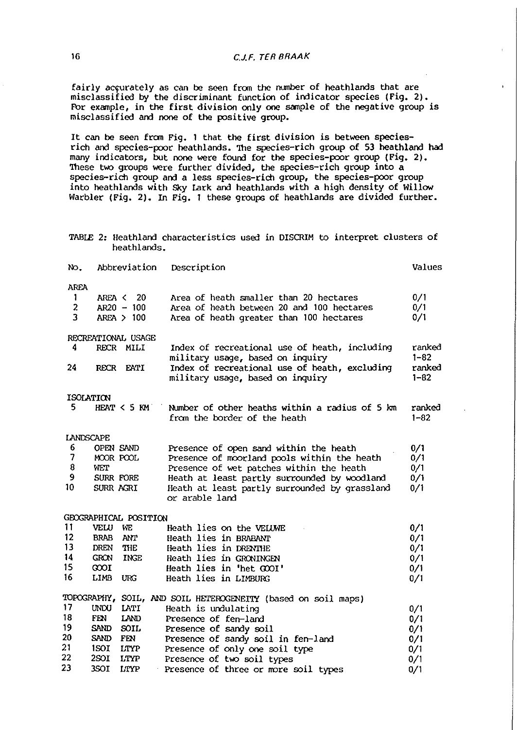fairly accurately as can be seen from the number of heathlands that are misclassified by the discriminant function of indicator species (Fig. 2). For example, in the first division only one sample of the negative group is misclassified and none of the positive group.

It can be seen from Fig. 1 that the first division is between species-rich and species-poor heathlands. The species-rich group of 53 heathland had many indicators, but none were found for the species-poor group (Fig. 2). These two groups were further divided, the species-rich group into a species-rich group and a less species-rich group, the species-poor group into heathlands with Sky Lark and heathlands with a high density of Willow Warbler (Fig. 2). In Fig. 1 these groups of heathlands are divided further.

TABLE 2: Heathland characteristics used in DISCRIM to interpret clusters of heathlands.

| No. | Abbreviation | Description | Values |
|---|---|---|---|
| AREA | | | |
| 1 | AREA < 20 | Area of heath smaller than 20 hectares | 0/1 |
| 2 | AR20 - 100 | Area of heath between 20 and 100 hectares | 0/1 |
| 3 | AREA > 100 | Area of heath greater than 100 hectares | 0/1 |
| RECREATIONAL USAGE | | | |
| 4 | RECR MILI | Index of recreational use of heath, including military usage, based on inquiry | ranked 1-82 |
| 24 | RECR EATI | Index of recreational use of heath, excluding military usage, based on inquiry | ranked 1-82 |
| ISOLATION | | | |
| 5 | HEAT < 5 KM | Number of other heaths within a radius of 5 km from the border of the heath | ranked 1-82 |
| LANDSCAPE | | | |
| 6 | OPEN SAND | Presence of open sand within the heath | 0/1 |
| 7 | MOOR POOL | Presence of moorland pools within the heath | 0/1 |
| 8 | WET | Presence of wet patches within the heath | 0/1 |
| 9 | SURR FORE | Heath at least partly surrounded by woodland | 0/1 |
| 10 | SURR AGRI | Heath at least partly surrounded by grassland or arable land | 0/1 |
| GEOGRAPHICAL POSITION | | | |
| 11 | VELU WE | Heath lies on the VELUWE | 0/1 |
| 12 | BRAB ANT | Heath lies in BRABANT | 0/1 |
| 13 | DREN THE | Heath lies in DRENTHE | 0/1 |
| 14 | GRON INGE | Heath lies in GRONINGEN | 0/1 |
| 15 | GOOI | Heath lies in 'het GOOI' | 0/1 |
| 16 | LIMB URG | Heath lies in LIMBURG | 0/1 |
| TOPOGRAPHY, SOIL, AND SOIL HETEROGENEITY (based on soil maps) | | | |
| 17 | UNDU LATI | Heath is undulating | 0/1 |
| 18 | FEN LAND | Presence of fen-land | 0/1 |
| 19 | SAND SOIL | Presence of sandy soil | 0/1 |
| 20 | SAND FEN | Presence of sandy soil in fen-land | 0/1 |
| 21 | 1SOI LTYP | Presence of only one soil type | 0/1 |
| 22 | 2SOI LTYP | Presence of two soil types | 0/1 |
| 23 | 3SOI LTYP | Presence of three or more soil types | 0/1 |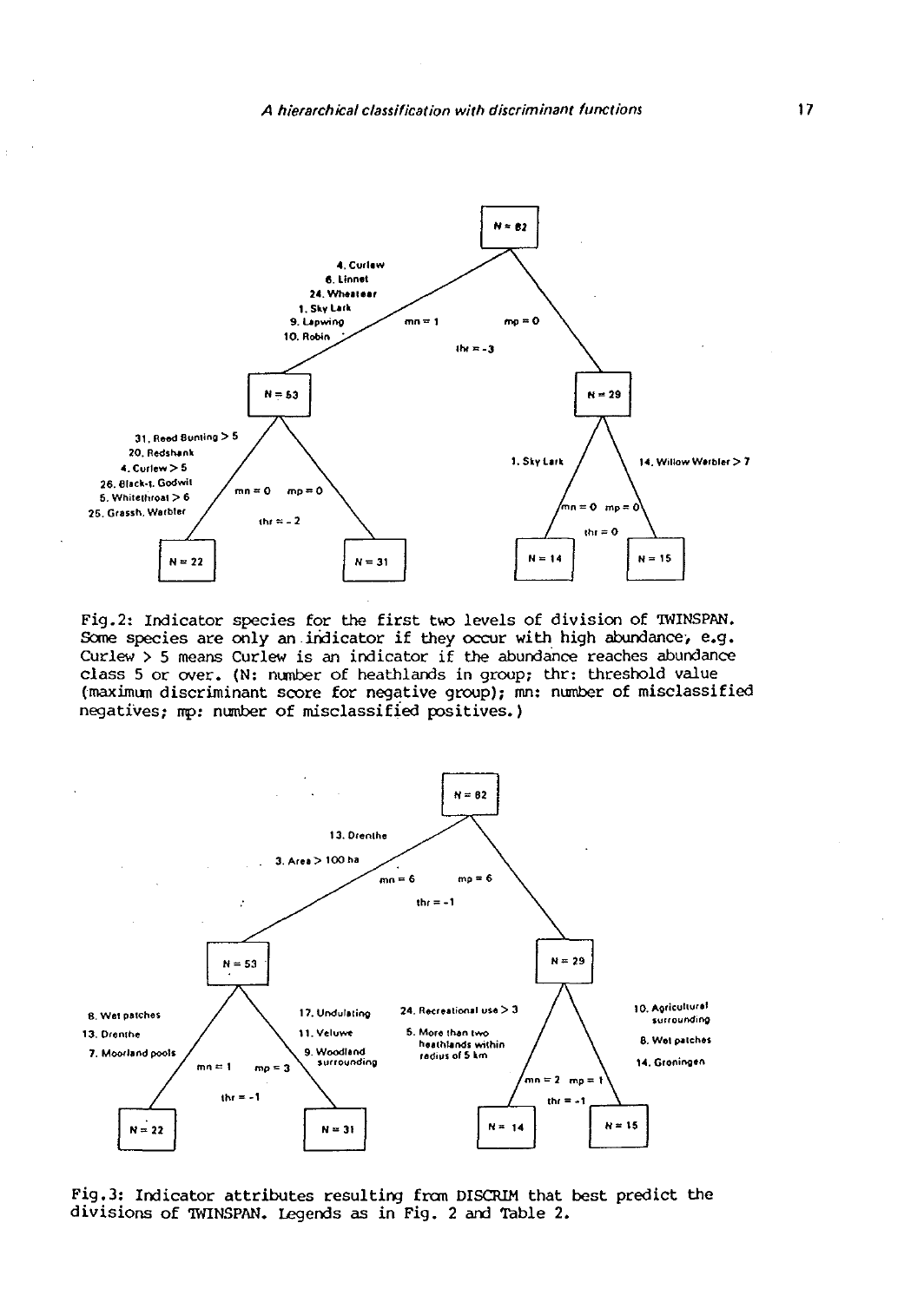Fig.2: Indicator species for the first two levels of division of TWINSPAN. Some species are only an indicator if they occur with high abundance, e.g. Curlew > 5 means Curlew is an indicator if the abundance reaches abundance class 5 or over. (N: number of heathlands in group; thr: threshold value (maximum discriminant score for negative group); mn: number of misclassified negatives; mp: number of misclassified positives.)

Fig.3: Indicator attributes resulting from DISCRIM that best predict the divisions of TWINSPAN. Legends as in Fig. 2 and Table 2.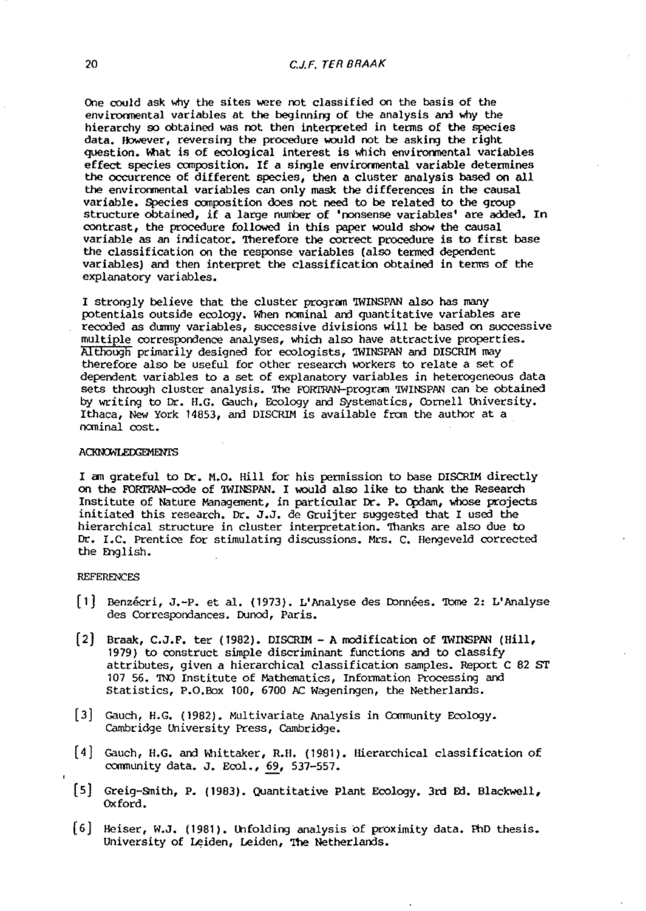One could ask why the sites were not classified on the basis of the environmental variables at the beginning of the analysis and why the hierarchy so obtained was not then interpreted in terms of the species data. However, reversing the procedure would not be asking the right question. What is of ecological interest is which environmental variables effect species composition. If a single environmental variable determines the occurrence of different species, then a cluster analysis based on all the environmental variables can only mask the differences in the causal variable. Species composition does not need to be related to the group structure obtained, if a large number of 'nonsense variables' are added. In contrast, the procedure followed in this paper would show the causal variable as an indicator. Therefore the correct procedure is to first base the classification on the response variables (also termed dependent variables) and then interpret the classification obtained in terms of the explanatory variables.

I strongly believe that the cluster program TWINSPAN also has many potentials outside ecology. When nominal and quantitative variables are recoded as dummy variables, successive divisions will be based on successive multiple correspondence analyses, which also have attractive properties. Although primarily designed for ecologists, TWINSPAN and DISCRIM may therefore also be useful for other research workers to relate a set of dependent variables to a set of explanatory variables in heterogeneous data sets through cluster analysis. The FORTRAN-program TWINSPAN can be obtained by writing to Dr. H.G. Gauch, Ecology and Systematics, Cornell University. Ithaca, New York 14853, and DISCRIM is available from the author at a nominal cost.

## ACKNOWLEDGEMENTS

I am grateful to Dr. M.O. Hill for his permission to base DISCRIM directly on the FORTRAN-code of TWINSPAN. I would also like to thank the Research Institute of Nature Management, in particular Dr. P. Opdam, whose projects initiated this research. Dr. J.J. de Gruijter suggested that I used the hierarchical structure in cluster interpretation. Thanks are also due to Dr. I.C. Prentice for stimulating discussions. Mrs. C. Hengeveld corrected the English.

## REFERENCES

[1] Benzécri, J.-P. et al. (1973). L'Analyse des Données. Tome 2: L'Analyse des Correspondances. Dunod, Paris.

[2] Braak, C.J.F. ter (1982). DISCRIM - A modification of TWINSPAN (Hill, 1979) to construct simple discriminant functions and to classify attributes, given a hierarchical classification samples. Report C 82 ST 107 56. TNO Institute of Mathematics, Information Processing and Statistics, P.O.Box 100, 6700 AC Wageningen, the Netherlands.

[3] Gauch, H.G. (1982). Multivariate Analysis in Community Ecology. Cambridge University Press, Cambridge.

[4] Gauch, H.G. and Whittaker, R.H. (1981). Hierarchical classification of community data. J. Ecol., 69, 537-557.

[5] Greig-Smith, P. (1983). Quantitative Plant Ecology. 3rd Ed. Blackwell, Oxford.

[6] Heiser, W.J. (1981). Unfolding analysis of proximity data. PhD thesis. University of Leiden, Leiden, The Netherlands.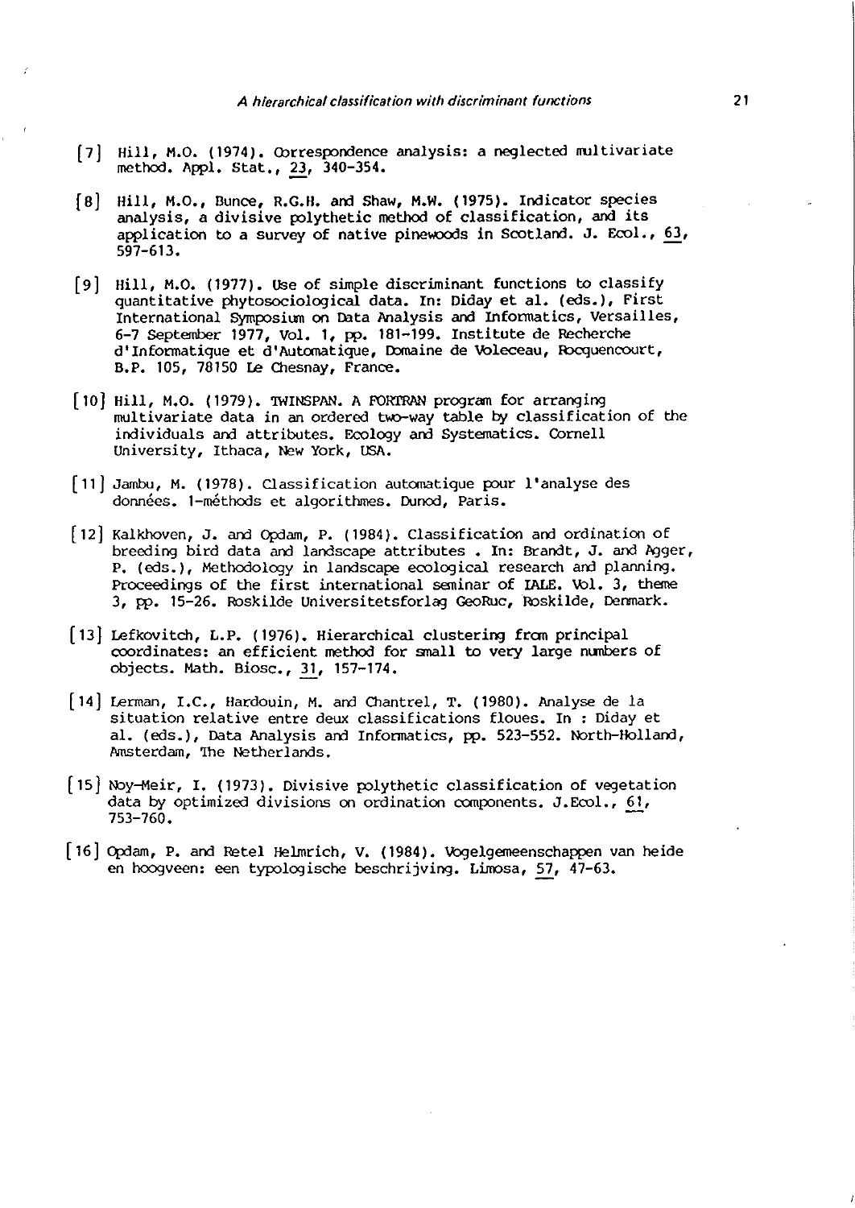[7] Hill, M.O. (1974). Correspondence analysis: a neglected multivariate method. Appl. Stat., 23, 340-354.

[8] Hill, M.O., Bunce, R.G.H. and Shaw, M.W. (1975). Indicator species analysis, a divisive polythetic method of classification, and its application to a survey of native pinewoods in Scotland. J. Ecol., 63, 597-613.

[9] Hill, M.O. (1977). Use of simple discriminant functions to classify quantitative phytosociological data. In: Diday et al. (eds.), First International Symposium on Data Analysis and Informatics, Versailles, 6-7 September 1977, Vol. 1, pp. 181-199. Institute de Recherche d'Informatique et d'Automatique, Domaine de Voleceau, Rocquencourt, B.P. 105, 78150 Le Chesnay, France.

[10] Hill, M.O. (1979). TWINSPAN. A FORTRAN program for arranging multivariate data in an ordered two-way table by classification of the individuals and attributes. Ecology and Systematics. Cornell University, Ithaca, New York, USA.

[11] Jambu, M. (1978). Classification automatique pour l'analyse des données. 1-méthods et algorithmes. Dunod, Paris.

[12] Kalkhoven, J. and Opdam, P. (1984). Classification and ordination of breeding bird data and landscape attributes . In: Brandt, J. and Agger, P. (eds.), Methodology in landscape ecological research and planning. Proceedings of the first international seminar of IALE. Vol. 3, theme 3, pp. 15-26. Roskilde Universitetsforlag GeoRuc, Roskilde, Denmark.

[13] Lefkovitch, L.P. (1976). Hierarchical clustering from principal coordinates: an efficient method for small to very large numbers of objects. Math. Biosc., 31, 157-174.

[14] Lerman, I.C., Hardouin, M. and Chantrel, T. (1980). Analyse de la situation relative entre deux classifications floues. In : Diday et al. (eds.), Data Analysis and Informatics, pp. 523-552. North-Holland, Amsterdam, The Netherlands.

[15] Noy-Meir, I. (1973). Divisive polythetic classification of vegetation data by optimized divisions on ordination components. J.Ecol., 61, 753-760.

[16] Opdam, P. and Retel Helmrich, V. (1984). Vogelgemeenschappen van heide en hoogveen: een typologische beschrijving. Limosa, 57, 47-63.